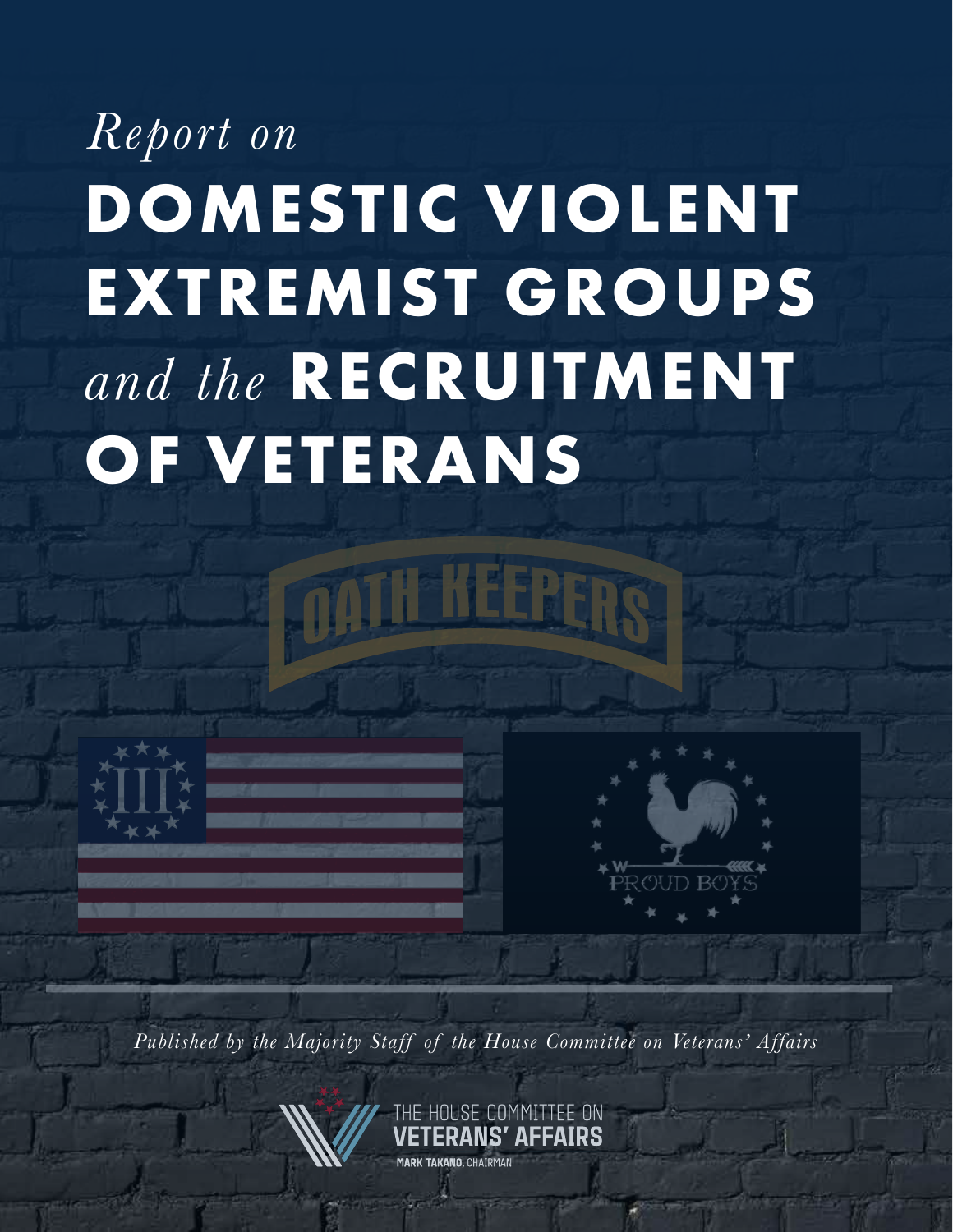# *Report on* DOMESTIC VIOLENT EXTREMIST GROUPS *and the* RECRUITMENT OF VETERANS

OATH KEEPERS

PROUD BOYS

*Published by the Majority Staff of the House Committee on Veterans' Affairs*

THE HOUSE COMMITTEE ON
VETERANS' AFFAIRS
MARK TAKANO, CHAIRMAN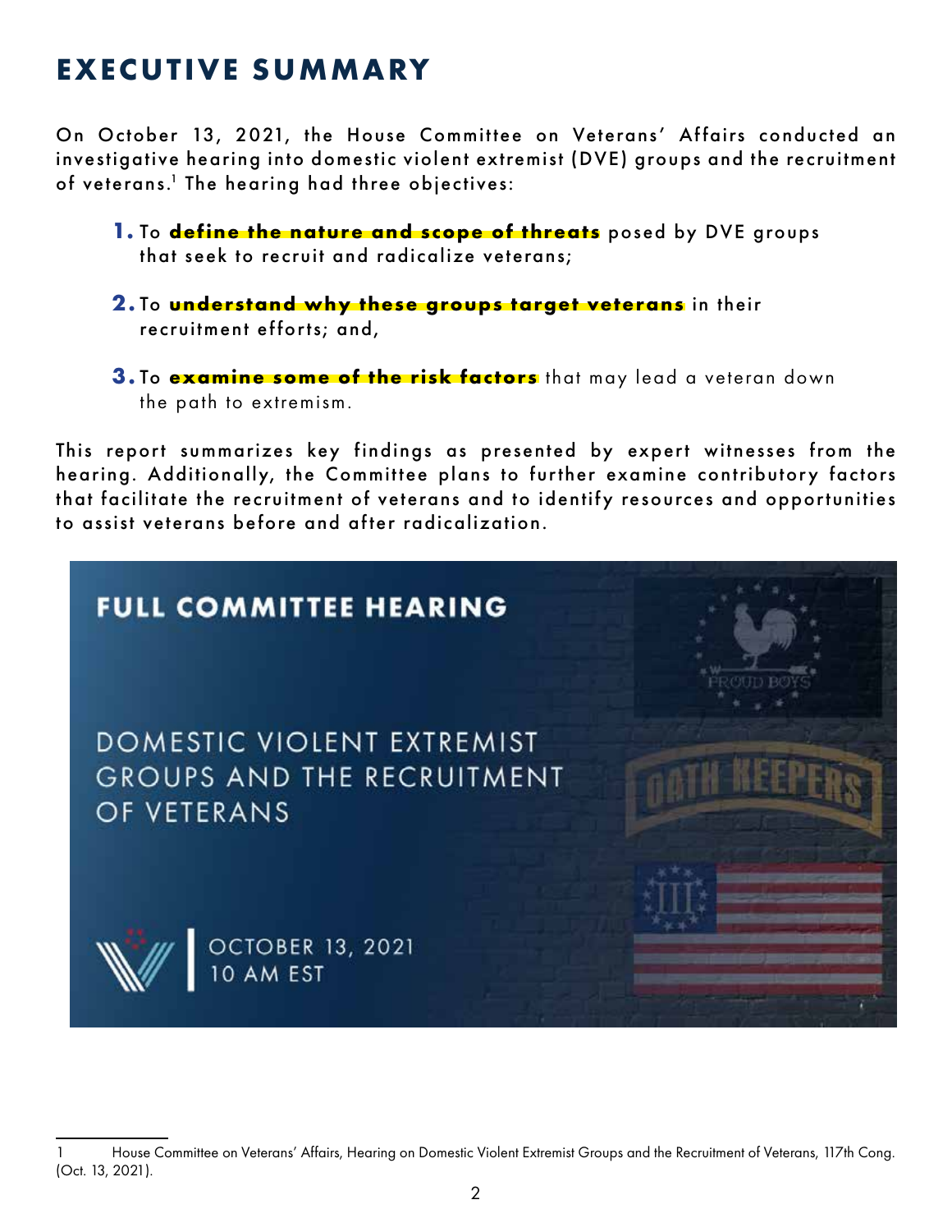# EXECUTIVE SUMMARY

On October 13, 2021, the House Committee on Veterans' Affairs conducted an investigative hearing into domestic violent extremist (DVE) groups and the recruitment of veterans.[1] The hearing had three objectives:

1. To **define the nature and scope of threats** posed by DVE groups that seek to recruit and radicalize veterans;
2. To **understand why these groups target veterans** in their recruitment efforts; and,
3. To **examine some of the risk factors** that may lead a veteran down the path to extremism.

This report summarizes key findings as presented by expert witnesses from the hearing. Additionally, the Committee plans to further examine contributory factors that facilitate the recruitment of veterans and to identify resources and opportunities to assist veterans before and after radicalization.

FULL COMMITTEE HEARING

DOMESTIC VIOLENT EXTREMIST GROUPS AND THE RECRUITMENT OF VETERANS

OCTOBER 13, 2021
10 AM EST

---

1 House Committee on Veterans' Affairs, Hearing on Domestic Violent Extremist Groups and the Recruitment of Veterans, 117th Cong. (Oct. 13, 2021).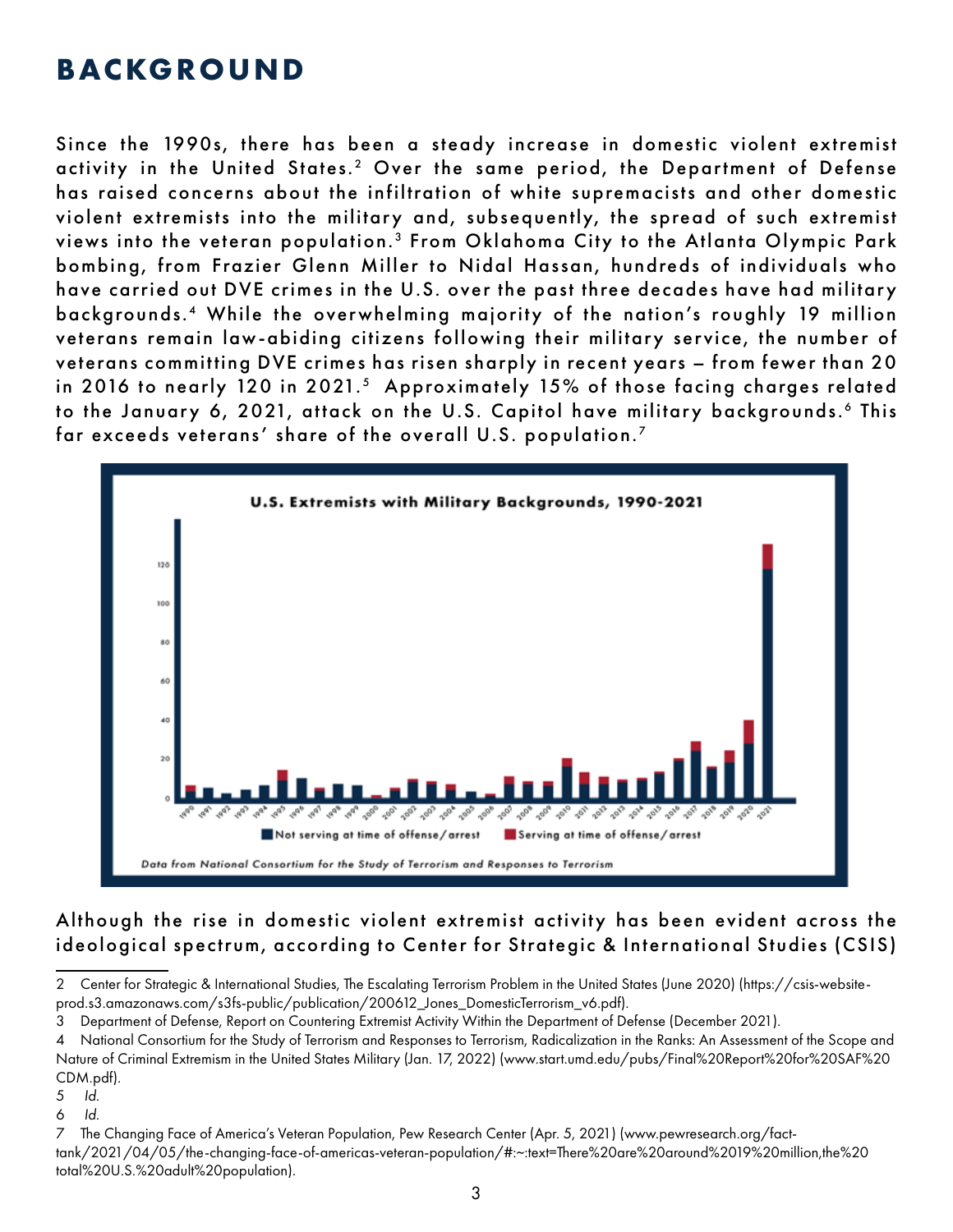# BACKGROUND

Since the 1990s, there has been a steady increase in domestic violent extremist activity in the United States.[2] Over the same period, the Department of Defense has raised concerns about the infiltration of white supremacists and other domestic violent extremists into the military and, subsequently, the spread of such extremist views into the veteran population.[3] From Oklahoma City to the Atlanta Olympic Park bombing, from Frazier Glenn Miller to Nidal Hassan, hundreds of individuals who have carried out DVE crimes in the U.S. over the past three decades have had military backgrounds.[4] While the overwhelming majority of the nation's roughly 19 million veterans remain law-abiding citizens following their military service, the number of veterans committing DVE crimes has risen sharply in recent years – from fewer than 20 in 2016 to nearly 120 in 2021.[5] Approximately 15% of those facing charges related to the January 6, 2021, attack on the U.S. Capitol have military backgrounds.[6] This far exceeds veterans' share of the overall U.S. population.[7]

**U.S. Extremists with Military Backgrounds, 1990-2021**

Not serving at time of offense/arrest | Serving at time of offense/arrest

*Data from National Consortium for the Study of Terrorism and Responses to Terrorism*

Although the rise in domestic violent extremist activity has been evident across the ideological spectrum, according to Center for Strategic & International Studies (CSIS)

---

2 Center for Strategic & International Studies, The Escalating Terrorism Problem in the United States (June 2020) (https://csis-website-prod.s3.amazonaws.com/s3fs-public/publication/200612_Jones_DomesticTerrorism_v6.pdf).

3 Department of Defense, Report on Countering Extremist Activity Within the Department of Defense (December 2021).

4 National Consortium for the Study of Terrorism and Responses to Terrorism, Radicalization in the Ranks: An Assessment of the Scope and Nature of Criminal Extremism in the United States Military (Jan. 17, 2022) (www.start.umd.edu/pubs/Final%20Report%20for%20SAF%20CDM.pdf).

5 *Id.*

6 *Id.*

7 The Changing Face of America's Veteran Population, Pew Research Center (Apr. 5, 2021) (www.pewresearch.org/fact-tank/2021/04/05/the-changing-face-of-americas-veteran-population/#:~:text=There%20are%20around%2019%20million,the%20total%20U.S.%20adult%20population).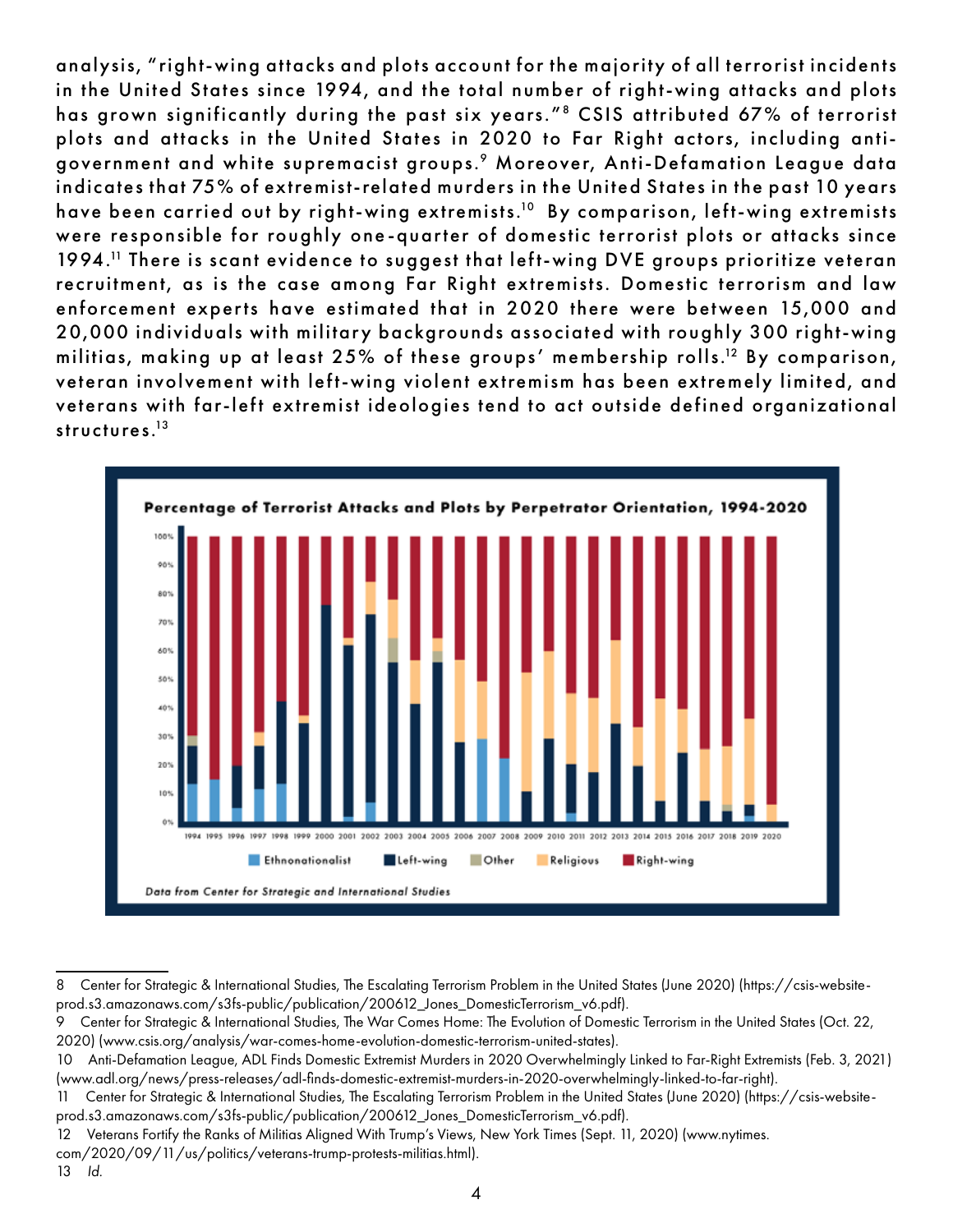analysis, "right-wing attacks and plots account for the majority of all terrorist incidents in the United States since 1994, and the total number of right-wing attacks and plots has grown significantly during the past six years."[8] CSIS attributed 67% of terrorist plots and attacks in the United States in 2020 to Far Right actors, including anti-government and white supremacist groups.[9] Moreover, Anti-Defamation League data indicates that 75% of extremist-related murders in the United States in the past 10 years have been carried out by right-wing extremists.[10] By comparison, left-wing extremists were responsible for roughly one-quarter of domestic terrorist plots or attacks since 1994.[11] There is scant evidence to suggest that left-wing DVE groups prioritize veteran recruitment, as is the case among Far Right extremists. Domestic terrorism and law enforcement experts have estimated that in 2020 there were between 15,000 and 20,000 individuals with military backgrounds associated with roughly 300 right-wing militias, making up at least 25% of these groups' membership rolls.[12] By comparison, veteran involvement with left-wing violent extremism has been extremely limited, and veterans with far-left extremist ideologies tend to act outside defined organizational structures.[13]

**Percentage of Terrorist Attacks and Plots by Perpetrator Orientation, 1994-2020**

*Data from Center for Strategic and International Studies*

---

8 Center for Strategic & International Studies, The Escalating Terrorism Problem in the United States (June 2020) (https://csis-website-prod.s3.amazonaws.com/s3fs-public/publication/200612_Jones_DomesticTerrorism_v6.pdf).

9 Center for Strategic & International Studies, The War Comes Home: The Evolution of Domestic Terrorism in the United States (Oct. 22, 2020) (www.csis.org/analysis/war-comes-home-evolution-domestic-terrorism-united-states).

10 Anti-Defamation League, ADL Finds Domestic Extremist Murders in 2020 Overwhelmingly Linked to Far-Right Extremists (Feb. 3, 2021) (www.adl.org/news/press-releases/adl-finds-domestic-extremist-murders-in-2020-overwhelmingly-linked-to-far-right).

11 Center for Strategic & International Studies, The Escalating Terrorism Problem in the United States (June 2020) (https://csis-website-prod.s3.amazonaws.com/s3fs-public/publication/200612_Jones_DomesticTerrorism_v6.pdf).

12 Veterans Fortify the Ranks of Militias Aligned With Trump's Views, New York Times (Sept. 11, 2020) (www.nytimes.com/2020/09/11/us/politics/veterans-trump-protests-militias.html).

13 *Id.*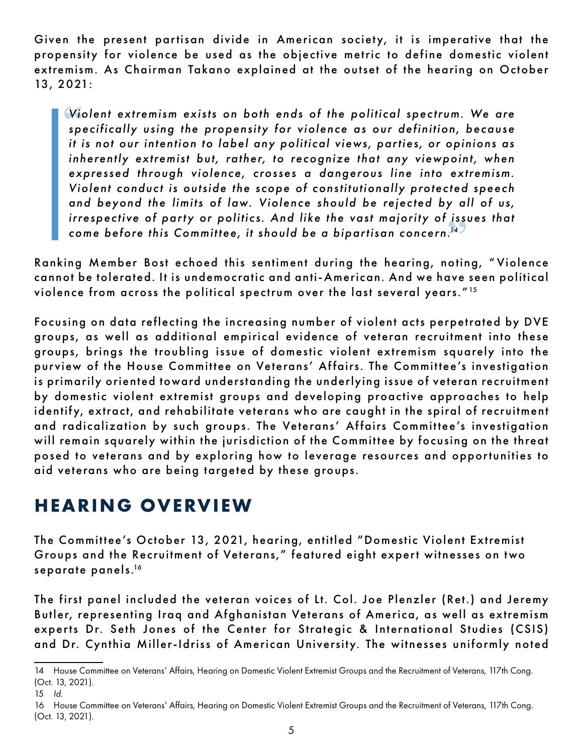Given the present partisan divide in American society, it is imperative that the propensity for violence be used as the objective metric to define domestic violent extremism. As Chairman Takano explained at the outset of the hearing on October 13, 2021:

> *Violent extremism exists on both ends of the political spectrum. We are specifically using the propensity for violence as our definition, because it is not our intention to label any political views, parties, or opinions as inherently extremist but, rather, to recognize that any viewpoint, when expressed through violence, crosses a dangerous line into extremism. Violent conduct is outside the scope of constitutionally protected speech and beyond the limits of law. Violence should be rejected by all of us, irrespective of party or politics. And like the vast majority of issues that come before this Committee, it should be a bipartisan concern.*[14]

Ranking Member Bost echoed this sentiment during the hearing, noting, "Violence cannot be tolerated. It is undemocratic and anti-American. And we have seen political violence from across the political spectrum over the last several years."[15]

Focusing on data reflecting the increasing number of violent acts perpetrated by DVE groups, as well as additional empirical evidence of veteran recruitment into these groups, brings the troubling issue of domestic violent extremism squarely into the purview of the House Committee on Veterans' Affairs. The Committee's investigation is primarily oriented toward understanding the underlying issue of veteran recruitment by domestic violent extremist groups and developing proactive approaches to help identify, extract, and rehabilitate veterans who are caught in the spiral of recruitment and radicalization by such groups. The Veterans' Affairs Committee's investigation will remain squarely within the jurisdiction of the Committee by focusing on the threat posed to veterans and by exploring how to leverage resources and opportunities to aid veterans who are being targeted by these groups.

## HEARING OVERVIEW

The Committee's October 13, 2021, hearing, entitled "Domestic Violent Extremist Groups and the Recruitment of Veterans," featured eight expert witnesses on two separate panels.[16]

The first panel included the veteran voices of Lt. Col. Joe Plenzler (Ret.) and Jeremy Butler, representing Iraq and Afghanistan Veterans of America, as well as extremism experts Dr. Seth Jones of the Center for Strategic & International Studies (CSIS) and Dr. Cynthia Miller-Idriss of American University. The witnesses uniformly noted

---

14 House Committee on Veterans' Affairs, Hearing on Domestic Violent Extremist Groups and the Recruitment of Veterans, 117th Cong. (Oct. 13, 2021).

15 *Id.*

16 House Committee on Veterans' Affairs, Hearing on Domestic Violent Extremist Groups and the Recruitment of Veterans, 117th Cong. (Oct. 13, 2021).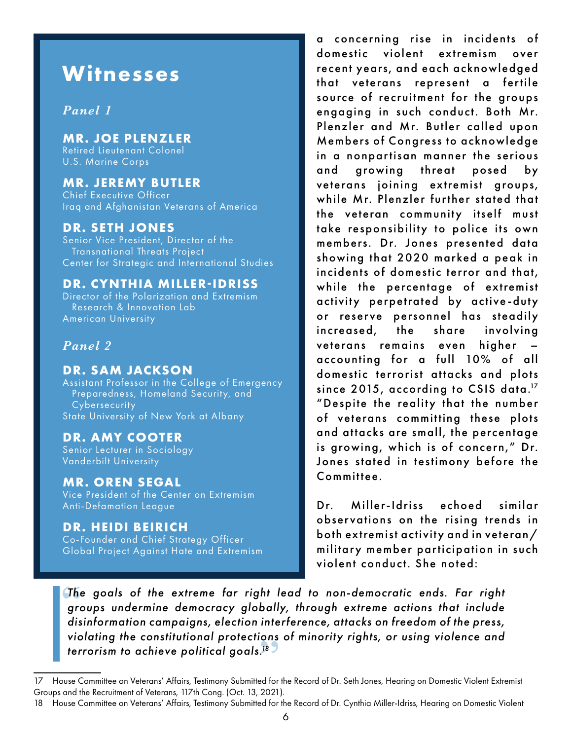## Witnesses

### *Panel 1*

**MR. JOE PLENZLER**
Retired Lieutenant Colonel
U.S. Marine Corps

**MR. JEREMY BUTLER**
Chief Executive Officer
Iraq and Afghanistan Veterans of America

**DR. SETH JONES**
Senior Vice President, Director of the Transnational Threats Project
Center for Strategic and International Studies

**DR. CYNTHIA MILLER-IDRISS**
Director of the Polarization and Extremism Research & Innovation Lab
American University

### *Panel 2*

**DR. SAM JACKSON**
Assistant Professor in the College of Emergency Preparedness, Homeland Security, and Cybersecurity
State University of New York at Albany

**DR. AMY COOTER**
Senior Lecturer in Sociology
Vanderbilt University

**MR. OREN SEGAL**
Vice President of the Center on Extremism
Anti-Defamation League

**DR. HEIDI BEIRICH**
Co-Founder and Chief Strategy Officer
Global Project Against Hate and Extremism

a concerning rise in incidents of domestic violent extremism over recent years, and each acknowledged that veterans represent a fertile source of recruitment for the groups engaging in such conduct. Both Mr. Plenzler and Mr. Butler called upon Members of Congress to acknowledge in a nonpartisan manner the serious and growing threat posed by veterans joining extremist groups, while Mr. Plenzler further stated that the veteran community itself must take responsibility to police its own members. Dr. Jones presented data showing that 2020 marked a peak in incidents of domestic terror and that, while the percentage of extremist activity perpetrated by active-duty or reserve personnel has steadily increased, the share involving veterans remains even higher – accounting for a full 10% of all domestic terrorist attacks and plots since 2015, according to CSIS data.[17] "Despite the reality that the number of veterans committing these plots and attacks are small, the percentage is growing, which is of concern," Dr. Jones stated in testimony before the Committee.

Dr. Miller-Idriss echoed similar observations on the rising trends in both extremist activity and in veteran/military member participation in such violent conduct. She noted:

> *"The goals of the extreme far right lead to non-democratic ends. Far right groups undermine democracy globally, through extreme actions that include disinformation campaigns, election interference, attacks on freedom of the press, violating the constitutional protections of minority rights, or using violence and terrorism to achieve political goals.[18]"*

---

17 House Committee on Veterans' Affairs, Testimony Submitted for the Record of Dr. Seth Jones, Hearing on Domestic Violent Extremist Groups and the Recruitment of Veterans, 117th Cong. (Oct. 13, 2021).

18 House Committee on Veterans' Affairs, Testimony Submitted for the Record of Dr. Cynthia Miller-Idriss, Hearing on Domestic Violent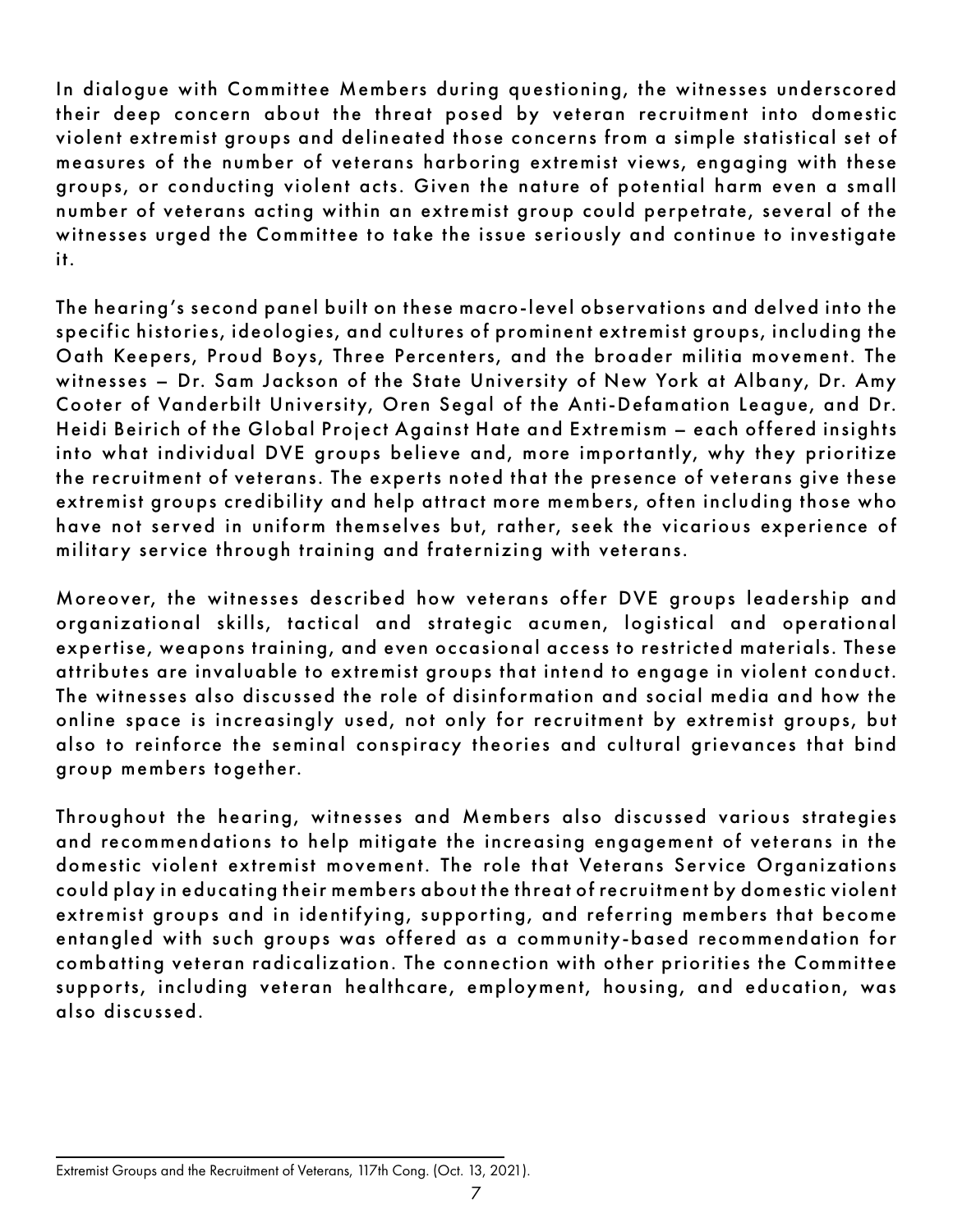In dialogue with Committee Members during questioning, the witnesses underscored their deep concern about the threat posed by veteran recruitment into domestic violent extremist groups and delineated those concerns from a simple statistical set of measures of the number of veterans harboring extremist views, engaging with these groups, or conducting violent acts. Given the nature of potential harm even a small number of veterans acting within an extremist group could perpetrate, several of the witnesses urged the Committee to take the issue seriously and continue to investigate it.

The hearing's second panel built on these macro-level observations and delved into the specific histories, ideologies, and cultures of prominent extremist groups, including the Oath Keepers, Proud Boys, Three Percenters, and the broader militia movement. The witnesses – Dr. Sam Jackson of the State University of New York at Albany, Dr. Amy Cooter of Vanderbilt University, Oren Segal of the Anti-Defamation League, and Dr. Heidi Beirich of the Global Project Against Hate and Extremism – each offered insights into what individual DVE groups believe and, more importantly, why they prioritize the recruitment of veterans. The experts noted that the presence of veterans give these extremist groups credibility and help attract more members, often including those who have not served in uniform themselves but, rather, seek the vicarious experience of military service through training and fraternizing with veterans.

Moreover, the witnesses described how veterans offer DVE groups leadership and organizational skills, tactical and strategic acumen, logistical and operational expertise, weapons training, and even occasional access to restricted materials. These attributes are invaluable to extremist groups that intend to engage in violent conduct. The witnesses also discussed the role of disinformation and social media and how the online space is increasingly used, not only for recruitment by extremist groups, but also to reinforce the seminal conspiracy theories and cultural grievances that bind group members together.

Throughout the hearing, witnesses and Members also discussed various strategies and recommendations to help mitigate the increasing engagement of veterans in the domestic violent extremist movement. The role that Veterans Service Organizations could play in educating their members about the threat of recruitment by domestic violent extremist groups and in identifying, supporting, and referring members that become entangled with such groups was offered as a community-based recommendation for combatting veteran radicalization. The connection with other priorities the Committee supports, including veteran healthcare, employment, housing, and education, was also discussed.

---

Extremist Groups and the Recruitment of Veterans, 117th Cong. (Oct. 13, 2021).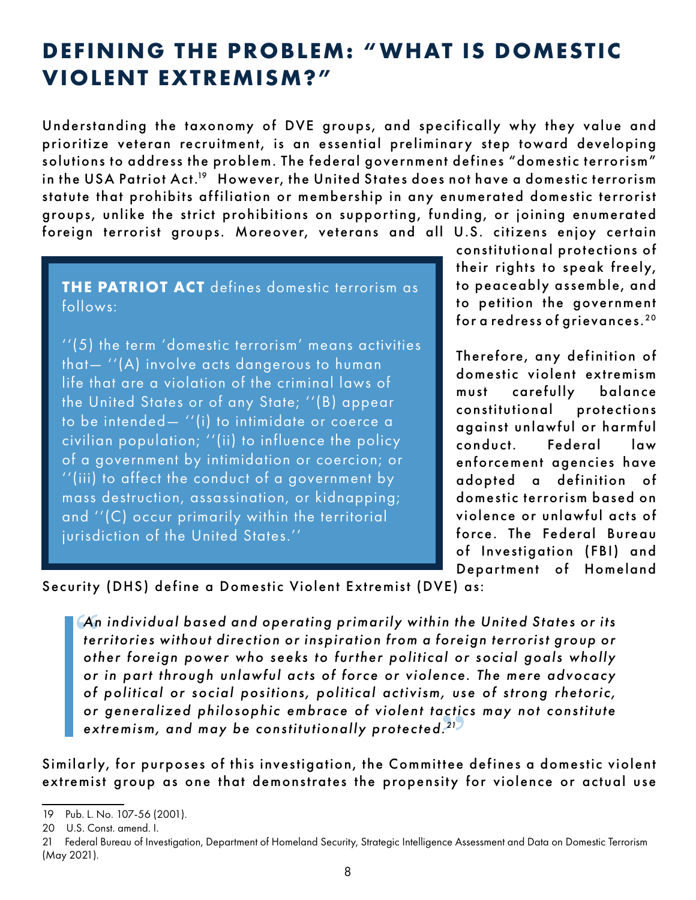# DEFINING THE PROBLEM: "WHAT IS DOMESTIC VIOLENT EXTREMISM?"

Understanding the taxonomy of DVE groups, and specifically why they value and prioritize veteran recruitment, is an essential preliminary step toward developing solutions to address the problem. The federal government defines "domestic terrorism" in the USA Patriot Act.[19] However, the United States does not have a domestic terrorism statute that prohibits affiliation or membership in any enumerated domestic terrorist groups, unlike the strict prohibitions on supporting, funding, or joining enumerated foreign terrorist groups. Moreover, veterans and all U.S. citizens enjoy certain constitutional protections of their rights to speak freely, to peaceably assemble, and to petition the government for a redress of grievances.[20]

> **THE PATRIOT ACT** defines domestic terrorism as follows:
>
> ''(5) the term 'domestic terrorism' means activities that— ''(A) involve acts dangerous to human life that are a violation of the criminal laws of the United States or of any State; ''(B) appear to be intended— ''(i) to intimidate or coerce a civilian population; ''(ii) to influence the policy of a government by intimidation or coercion; or ''(iii) to affect the conduct of a government by mass destruction, assassination, or kidnapping; and ''(C) occur primarily within the territorial jurisdiction of the United States.''

Therefore, any definition of domestic violent extremism must carefully balance constitutional protections against unlawful or harmful conduct. Federal law enforcement agencies have adopted a definition of domestic terrorism based on violence or unlawful acts of force. The Federal Bureau of Investigation (FBI) and Department of Homeland Security (DHS) define a Domestic Violent Extremist (DVE) as:

> *An individual based and operating primarily within the United States or its territories without direction or inspiration from a foreign terrorist group or other foreign power who seeks to further political or social goals wholly or in part through unlawful acts of force or violence. The mere advocacy of political or social positions, political activism, use of strong rhetoric, or generalized philosophic embrace of violent tactics may not constitute extremism, and may be constitutionally protected.*[21]

Similarly, for purposes of this investigation, the Committee defines a domestic violent extremist group as one that demonstrates the propensity for violence or actual use

---

19 Pub. L. No. 107-56 (2001).

20 U.S. Const. amend. I.

21 Federal Bureau of Investigation, Department of Homeland Security, Strategic Intelligence Assessment and Data on Domestic Terrorism (May 2021).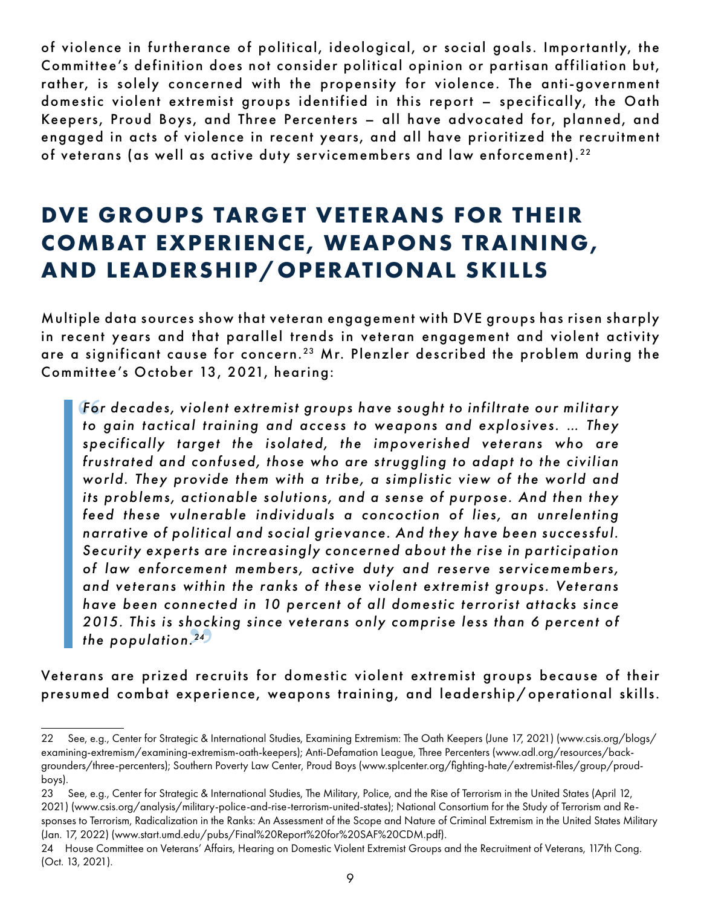of violence in furtherance of political, ideological, or social goals. Importantly, the Committee's definition does not consider political opinion or partisan affiliation but, rather, is solely concerned with the propensity for violence. The anti-government domestic violent extremist groups identified in this report – specifically, the Oath Keepers, Proud Boys, and Three Percenters – all have advocated for, planned, and engaged in acts of violence in recent years, and all have prioritized the recruitment of veterans (as well as active duty servicemembers and law enforcement).[22]

## DVE GROUPS TARGET VETERANS FOR THEIR COMBAT EXPERIENCE, WEAPONS TRAINING, AND LEADERSHIP/OPERATIONAL SKILLS

Multiple data sources show that veteran engagement with DVE groups has risen sharply in recent years and that parallel trends in veteran engagement and violent activity are a significant cause for concern.[23] Mr. Plenzler described the problem during the Committee's October 13, 2021, hearing:

> *"For decades, violent extremist groups have sought to infiltrate our military to gain tactical training and access to weapons and explosives. … They specifically target the isolated, the impoverished veterans who are frustrated and confused, those who are struggling to adapt to the civilian world. They provide them with a tribe, a simplistic view of the world and its problems, actionable solutions, and a sense of purpose. And then they feed these vulnerable individuals a concoction of lies, an unrelenting narrative of political and social grievance. And they have been successful. Security experts are increasingly concerned about the rise in participation of law enforcement members, active duty and reserve servicemembers, and veterans within the ranks of these violent extremist groups. Veterans have been connected in 10 percent of all domestic terrorist attacks since 2015. This is shocking since veterans only comprise less than 6 percent of the population.[24]"*

Veterans are prized recruits for domestic violent extremist groups because of their presumed combat experience, weapons training, and leadership/operational skills.

---

22 See, e.g., Center for Strategic & International Studies, The Oath Keepers (June 17, 2021) (www.csis.org/blogs/examining-extremism/examining-extremism-oath-keepers); Anti-Defamation League, Three Percenters (www.adl.org/resources/backgrounders/three-percenters); Southern Poverty Law Center, Proud Boys (www.splcenter.org/fighting-hate/extremist-files/group/proud-boys).

23 See, e.g., Center for Strategic & International Studies, The Military, Police, and the Rise of Terrorism in the United States (April 12, 2021) (www.csis.org/analysis/military-police-and-rise-terrorism-united-states); National Consortium for the Study of Terrorism and Responses to Terrorism, Radicalization in the Ranks: An Assessment of the Scope and Nature of Criminal Extremism in the United States Military (Jan. 17, 2022) (www.start.umd.edu/pubs/Final%20Report%20for%20SAF%20CDM.pdf).

24 House Committee on Veterans' Affairs, Hearing on Domestic Violent Extremist Groups and the Recruitment of Veterans, 117th Cong. (Oct. 13, 2021).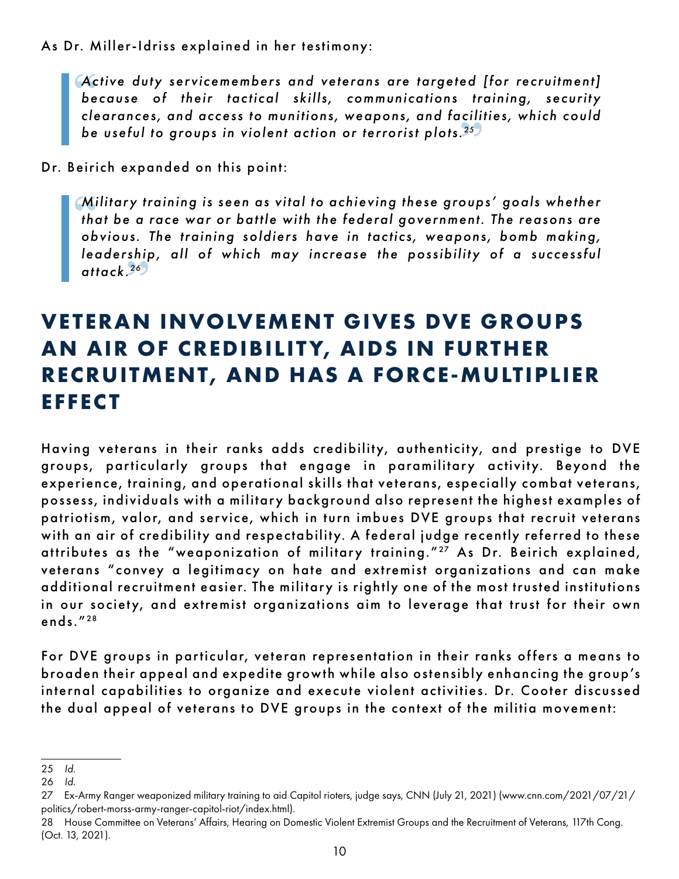As Dr. Miller-Idriss explained in her testimony:

> *"Active duty servicemembers and veterans are targeted [for recruitment] because of their tactical skills, communications training, security clearances, and access to munitions, weapons, and facilities, which could be useful to groups in violent action or terrorist plots.[25]"*

Dr. Beirich expanded on this point:

> *"Military training is seen as vital to achieving these groups' goals whether that be a race war or battle with the federal government. The reasons are obvious. The training soldiers have in tactics, weapons, bomb making, leadership, all of which may increase the possibility of a successful attack.[26]"*

## VETERAN INVOLVEMENT GIVES DVE GROUPS AN AIR OF CREDIBILITY, AIDS IN FURTHER RECRUITMENT, AND HAS A FORCE-MULTIPLIER EFFECT

Having veterans in their ranks adds credibility, authenticity, and prestige to DVE groups, particularly groups that engage in paramilitary activity. Beyond the experience, training, and operational skills that veterans, especially combat veterans, possess, individuals with a military background also represent the highest examples of patriotism, valor, and service, which in turn imbues DVE groups that recruit veterans with an air of credibility and respectability. A federal judge recently referred to these attributes as the "weaponization of military training."[27] As Dr. Beirich explained, veterans "convey a legitimacy on hate and extremist organizations and can make additional recruitment easier. The military is rightly one of the most trusted institutions in our society, and extremist organizations aim to leverage that trust for their own ends."[28]

For DVE groups in particular, veteran representation in their ranks offers a means to broaden their appeal and expedite growth while also ostensibly enhancing the group's internal capabilities to organize and execute violent activities. Dr. Cooter discussed the dual appeal of veterans to DVE groups in the context of the militia movement:

---

25 *Id.*

26 *Id.*

27 Ex-Army Ranger weaponized military training to aid Capitol rioters, judge says, CNN (July 21, 2021) (www.cnn.com/2021/07/21/politics/robert-morss-army-ranger-capitol-riot/index.html).

28 House Committee on Veterans' Affairs, Hearing on Domestic Violent Extremist Groups and the Recruitment of Veterans, 117th Cong. (Oct. 13, 2021).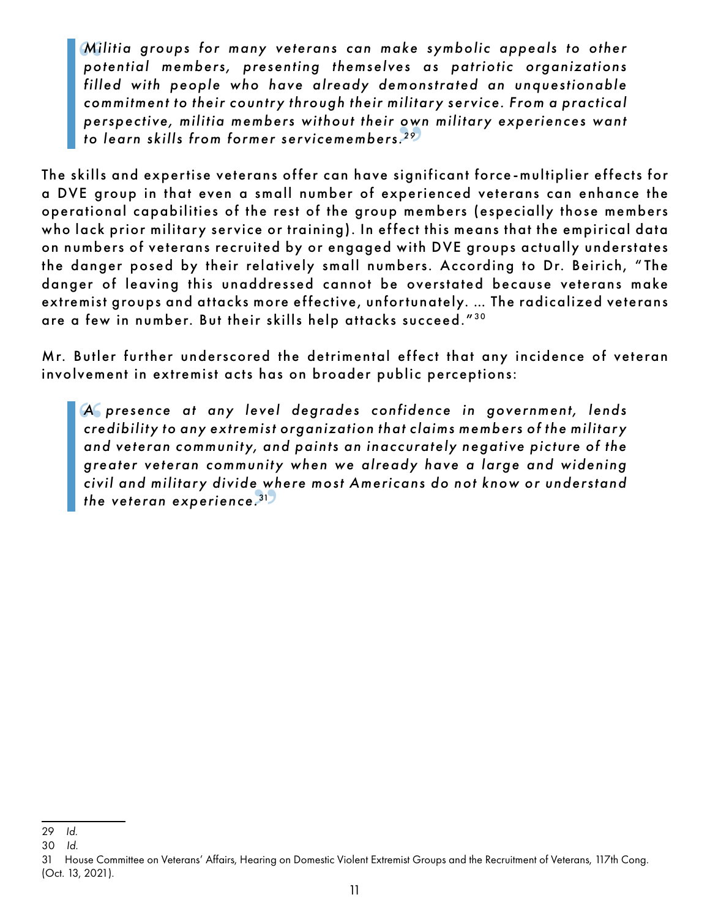> *Militia groups for many veterans can make symbolic appeals to other potential members, presenting themselves as patriotic organizations filled with people who have already demonstrated an unquestionable commitment to their country through their military service. From a practical perspective, militia members without their own military experiences want to learn skills from former servicemembers.*[29]

The skills and expertise veterans offer can have significant force-multiplier effects for a DVE group in that even a small number of experienced veterans can enhance the operational capabilities of the rest of the group members (especially those members who lack prior military service or training). In effect this means that the empirical data on numbers of veterans recruited by or engaged with DVE groups actually understates the danger posed by their relatively small numbers. According to Dr. Beirich, "The danger of leaving this unaddressed cannot be overstated because veterans make extremist groups and attacks more effective, unfortunately. … The radicalized veterans are a few in number. But their skills help attacks succeed."[30]

Mr. Butler further underscored the detrimental effect that any incidence of veteran involvement in extremist acts has on broader public perceptions:

> *A presence at any level degrades confidence in government, lends credibility to any extremist organization that claims members of the military and veteran community, and paints an inaccurately negative picture of the greater veteran community when we already have a large and widening civil and military divide where most Americans do not know or understand the veteran experience.*[31]

---

29 *Id.*

30 *Id.*

31 House Committee on Veterans' Affairs, Hearing on Domestic Violent Extremist Groups and the Recruitment of Veterans, 117th Cong. (Oct. 13, 2021).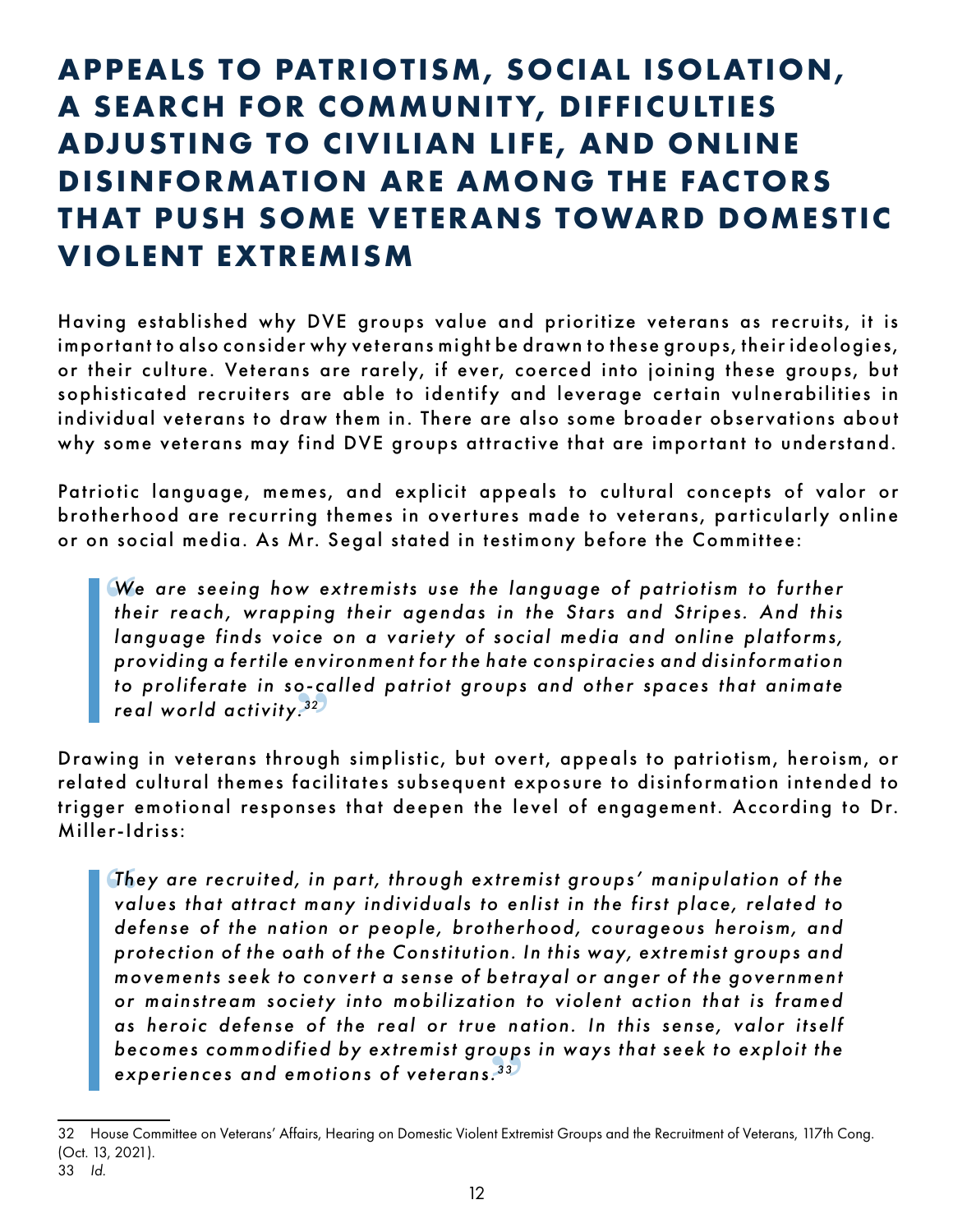# APPEALS TO PATRIOTISM, SOCIAL ISOLATION, A SEARCH FOR COMMUNITY, DIFFICULTIES ADJUSTING TO CIVILIAN LIFE, AND ONLINE DISINFORMATION ARE AMONG THE FACTORS THAT PUSH SOME VETERANS TOWARD DOMESTIC VIOLENT EXTREMISM

Having established why DVE groups value and prioritize veterans as recruits, it is important to also consider why veterans might be drawn to these groups, their ideologies, or their culture. Veterans are rarely, if ever, coerced into joining these groups, but sophisticated recruiters are able to identify and leverage certain vulnerabilities in individual veterans to draw them in. There are also some broader observations about why some veterans may find DVE groups attractive that are important to understand.

Patriotic language, memes, and explicit appeals to cultural concepts of valor or brotherhood are recurring themes in overtures made to veterans, particularly online or on social media. As Mr. Segal stated in testimony before the Committee:

> *We are seeing how extremists use the language of patriotism to further their reach, wrapping their agendas in the Stars and Stripes. And this language finds voice on a variety of social media and online platforms, providing a fertile environment for the hate conspiracies and disinformation to proliferate in so-called patriot groups and other spaces that animate real world activity.*[32]

Drawing in veterans through simplistic, but overt, appeals to patriotism, heroism, or related cultural themes facilitates subsequent exposure to disinformation intended to trigger emotional responses that deepen the level of engagement. According to Dr. Miller-Idriss:

> *They are recruited, in part, through extremist groups' manipulation of the values that attract many individuals to enlist in the first place, related to defense of the nation or people, brotherhood, courageous heroism, and protection of the oath of the Constitution. In this way, extremist groups and movements seek to convert a sense of betrayal or anger of the government or mainstream society into mobilization to violent action that is framed as heroic defense of the real or true nation. In this sense, valor itself becomes commodified by extremist groups in ways that seek to exploit the experiences and emotions of veterans.*[33]

---

32 House Committee on Veterans' Affairs, Hearing on Domestic Violent Extremist Groups and the Recruitment of Veterans, 117th Cong. (Oct. 13, 2021).

33 *Id.*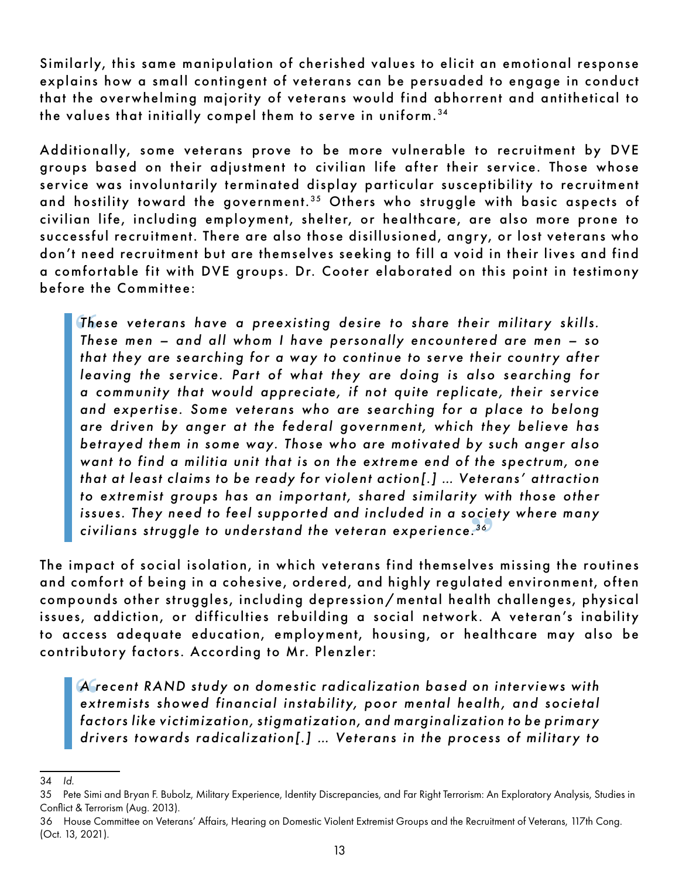Similarly, this same manipulation of cherished values to elicit an emotional response explains how a small contingent of veterans can be persuaded to engage in conduct that the overwhelming majority of veterans would find abhorrent and antithetical to the values that initially compel them to serve in uniform.[34]

Additionally, some veterans prove to be more vulnerable to recruitment by DVE groups based on their adjustment to civilian life after their service. Those whose service was involuntarily terminated display particular susceptibility to recruitment and hostility toward the government.[35] Others who struggle with basic aspects of civilian life, including employment, shelter, or healthcare, are also more prone to successful recruitment. There are also those disillusioned, angry, or lost veterans who don't need recruitment but are themselves seeking to fill a void in their lives and find a comfortable fit with DVE groups. Dr. Cooter elaborated on this point in testimony before the Committee:

> *These veterans have a preexisting desire to share their military skills. These men – and all whom I have personally encountered are men – so that they are searching for a way to continue to serve their country after leaving the service. Part of what they are doing is also searching for a community that would appreciate, if not quite replicate, their service and expertise. Some veterans who are searching for a place to belong are driven by anger at the federal government, which they believe has betrayed them in some way. Those who are motivated by such anger also want to find a militia unit that is on the extreme end of the spectrum, one that at least claims to be ready for violent action[.] ... Veterans' attraction to extremist groups has an important, shared similarity with those other issues. They need to feel supported and included in a society where many civilians struggle to understand the veteran experience.*[36]

The impact of social isolation, in which veterans find themselves missing the routines and comfort of being in a cohesive, ordered, and highly regulated environment, often compounds other struggles, including depression/mental health challenges, physical issues, addiction, or difficulties rebuilding a social network. A veteran's inability to access adequate education, employment, housing, or healthcare may also be contributory factors. According to Mr. Plenzler:

> *A recent RAND study on domestic radicalization based on interviews with extremists showed financial instability, poor mental health, and societal factors like victimization, stigmatization, and marginalization to be primary drivers towards radicalization[.] ... Veterans in the process of military to*

---

34 *Id.*

35 Pete Simi and Bryan F. Bubolz, Military Experience, Identity Discrepancies, and Far Right Terrorism: An Exploratory Analysis, Studies in Conflict & Terrorism (Aug. 2013).

36 House Committee on Veterans' Affairs, Hearing on Domestic Violent Extremist Groups and the Recruitment of Veterans, 117th Cong. (Oct. 13, 2021).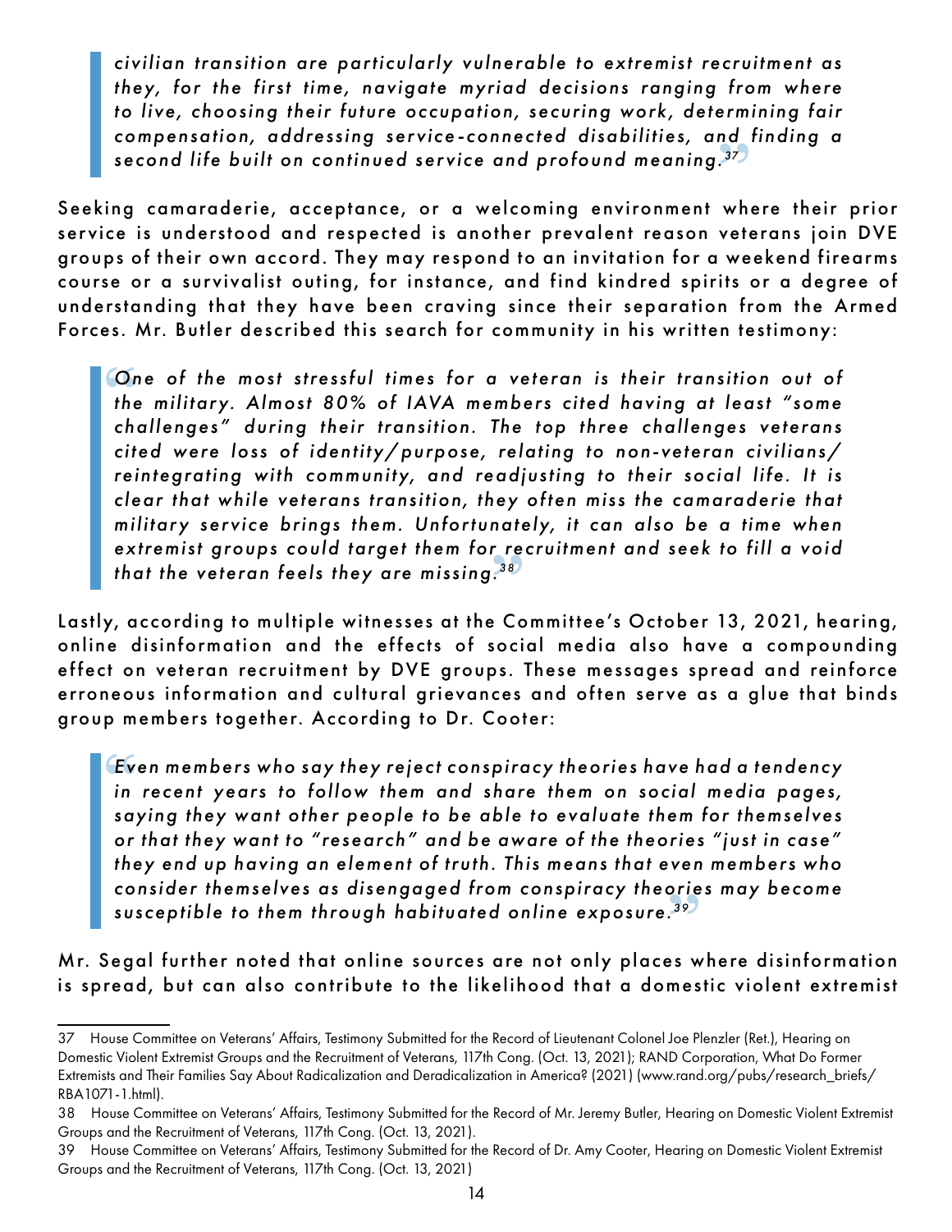> *civilian transition are particularly vulnerable to extremist recruitment as they, for the first time, navigate myriad decisions ranging from where to live, choosing their future occupation, securing work, determining fair compensation, addressing service-connected disabilities, and finding a second life built on continued service and profound meaning.*[37]

Seeking camaraderie, acceptance, or a welcoming environment where their prior service is understood and respected is another prevalent reason veterans join DVE groups of their own accord. They may respond to an invitation for a weekend firearms course or a survivalist outing, for instance, and find kindred spirits or a degree of understanding that they have been craving since their separation from the Armed Forces. Mr. Butler described this search for community in his written testimony:

> *One of the most stressful times for a veteran is their transition out of the military. Almost 80% of IAVA members cited having at least "some challenges" during their transition. The top three challenges veterans cited were loss of identity/purpose, relating to non-veteran civilians/reintegrating with community, and readjusting to their social life. It is clear that while veterans transition, they often miss the camaraderie that military service brings them. Unfortunately, it can also be a time when extremist groups could target them for recruitment and seek to fill a void that the veteran feels they are missing.*[38]

Lastly, according to multiple witnesses at the Committee's October 13, 2021, hearing, online disinformation and the effects of social media also have a compounding effect on veteran recruitment by DVE groups. These messages spread and reinforce erroneous information and cultural grievances and often serve as a glue that binds group members together. According to Dr. Cooter:

> *Even members who say they reject conspiracy theories have had a tendency in recent years to follow them and share them on social media pages, saying they want other people to be able to evaluate them for themselves or that they want to "research" and be aware of the theories "just in case" they end up having an element of truth. This means that even members who consider themselves as disengaged from conspiracy theories may become susceptible to them through habituated online exposure.*[39]

Mr. Segal further noted that online sources are not only places where disinformation is spread, but can also contribute to the likelihood that a domestic violent extremist

---

37 House Committee on Veterans' Affairs, Testimony Submitted for the Record of Lieutenant Colonel Joe Plenzler (Ret.), Hearing on Domestic Violent Extremist Groups and the Recruitment of Veterans, 117th Cong. (Oct. 13, 2021); RAND Corporation, What Do Former Extremists and Their Families Say About Radicalization and Deradicalization in America? (2021) (www.rand.org/pubs/research_briefs/RBA1071-1.html).

38 House Committee on Veterans' Affairs, Testimony Submitted for the Record of Mr. Jeremy Butler, Hearing on Domestic Violent Extremist Groups and the Recruitment of Veterans, 117th Cong. (Oct. 13, 2021).

39 House Committee on Veterans' Affairs, Testimony Submitted for the Record of Dr. Amy Cooter, Hearing on Domestic Violent Extremist Groups and the Recruitment of Veterans, 117th Cong. (Oct. 13, 2021)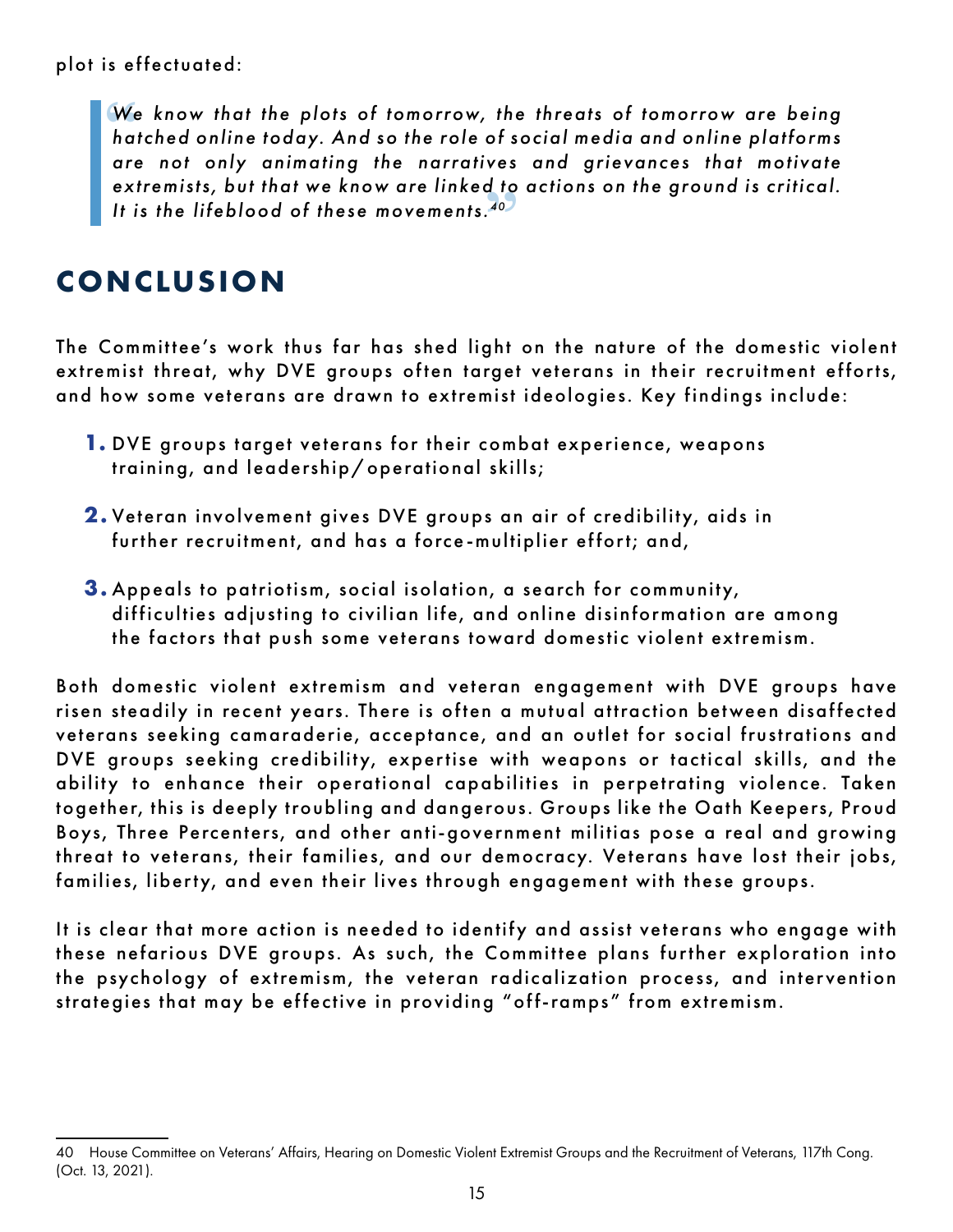plot is effectuated:

> *We know that the plots of tomorrow, the threats of tomorrow are being hatched online today. And so the role of social media and online platforms are not only animating the narratives and grievances that motivate extremists, but that we know are linked to actions on the ground is critical. It is the lifeblood of these movements.*[40]

## CONCLUSION

The Committee's work thus far has shed light on the nature of the domestic violent extremist threat, why DVE groups often target veterans in their recruitment efforts, and how some veterans are drawn to extremist ideologies. Key findings include:

1. DVE groups target veterans for their combat experience, weapons training, and leadership/operational skills;
2. Veteran involvement gives DVE groups an air of credibility, aids in further recruitment, and has a force-multiplier effort; and,
3. Appeals to patriotism, social isolation, a search for community, difficulties adjusting to civilian life, and online disinformation are among the factors that push some veterans toward domestic violent extremism.

Both domestic violent extremism and veteran engagement with DVE groups have risen steadily in recent years. There is often a mutual attraction between disaffected veterans seeking camaraderie, acceptance, and an outlet for social frustrations and DVE groups seeking credibility, expertise with weapons or tactical skills, and the ability to enhance their operational capabilities in perpetrating violence. Taken together, this is deeply troubling and dangerous. Groups like the Oath Keepers, Proud Boys, Three Percenters, and other anti-government militias pose a real and growing threat to veterans, their families, and our democracy. Veterans have lost their jobs, families, liberty, and even their lives through engagement with these groups.

It is clear that more action is needed to identify and assist veterans who engage with these nefarious DVE groups. As such, the Committee plans further exploration into the psychology of extremism, the veteran radicalization process, and intervention strategies that may be effective in providing "off-ramps" from extremism.

---

40 House Committee on Veterans' Affairs, Hearing on Domestic Violent Extremist Groups and the Recruitment of Veterans, 117th Cong. (Oct. 13, 2021).